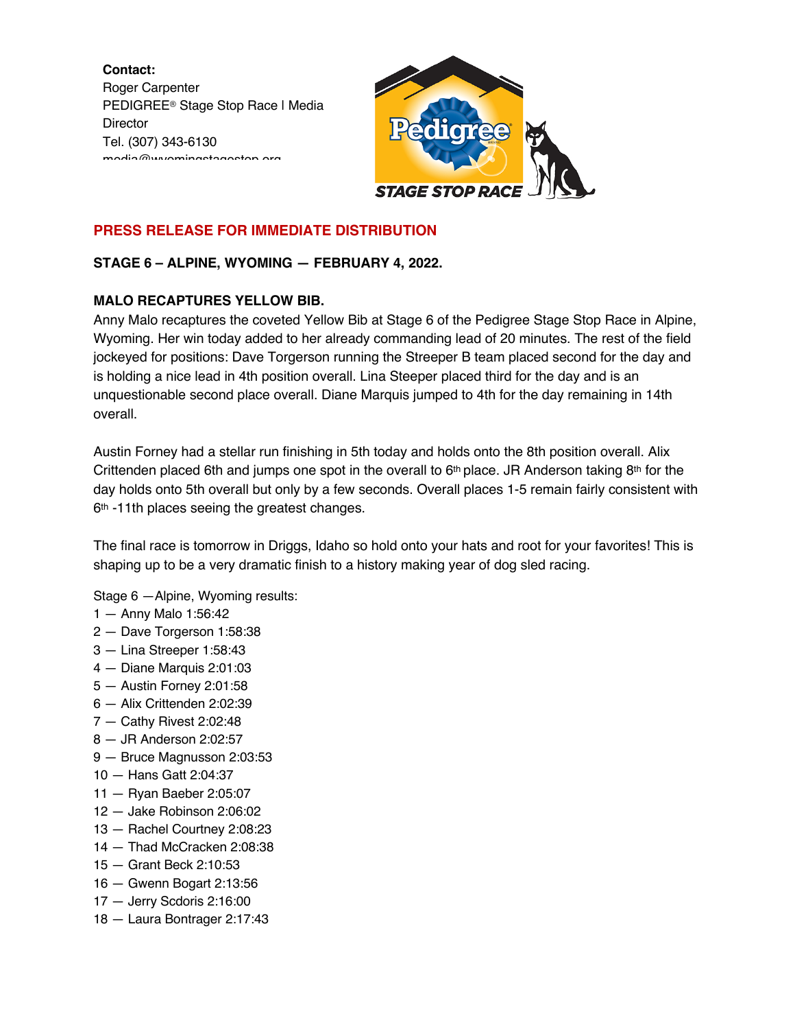**Contact:**
Roger Carpenter
PEDIGREE® Stage Stop Race | Media Director
Tel. (307) 343-6130
media@wyomingstagestop.org

**PRESS RELEASE FOR IMMEDIATE DISTRIBUTION**

**STAGE 6 – ALPINE, WYOMING — FEBRUARY 4, 2022.**

**MALO RECAPTURES YELLOW BIB.**

Anny Malo recaptures the coveted Yellow Bib at Stage 6 of the Pedigree Stage Stop Race in Alpine, Wyoming. Her win today added to her already commanding lead of 20 minutes. The rest of the field jockeyed for positions: Dave Torgerson running the Streeper B team placed second for the day and is holding a nice lead in 4th position overall. Lina Steeper placed third for the day and is an unquestionable second place overall. Diane Marquis jumped to 4th for the day remaining in 14th overall.

Austin Forney had a stellar run finishing in 5th today and holds onto the 8th position overall. Alix Crittenden placed 6th and jumps one spot in the overall to 6th place. JR Anderson taking 8th for the day holds onto 5th overall but only by a few seconds. Overall places 1-5 remain fairly consistent with 6th -11th places seeing the greatest changes.

The final race is tomorrow in Driggs, Idaho so hold onto your hats and root for your favorites! This is shaping up to be a very dramatic finish to a history making year of dog sled racing.

Stage 6 —Alpine, Wyoming results:

1 — Anny Malo 1:56:42
2 — Dave Torgerson 1:58:38
3 — Lina Streeper 1:58:43
4 — Diane Marquis 2:01:03
5 — Austin Forney 2:01:58
6 — Alix Crittenden 2:02:39
7 — Cathy Rivest 2:02:48
8 — JR Anderson 2:02:57
9 — Bruce Magnusson 2:03:53
10 — Hans Gatt 2:04:37
11 — Ryan Baeber 2:05:07
12 — Jake Robinson 2:06:02
13 — Rachel Courtney 2:08:23
14 — Thad McCracken 2:08:38
15 — Grant Beck 2:10:53
16 — Gwenn Bogart 2:13:56
17 — Jerry Scdoris 2:16:00
18 — Laura Bontrager 2:17:43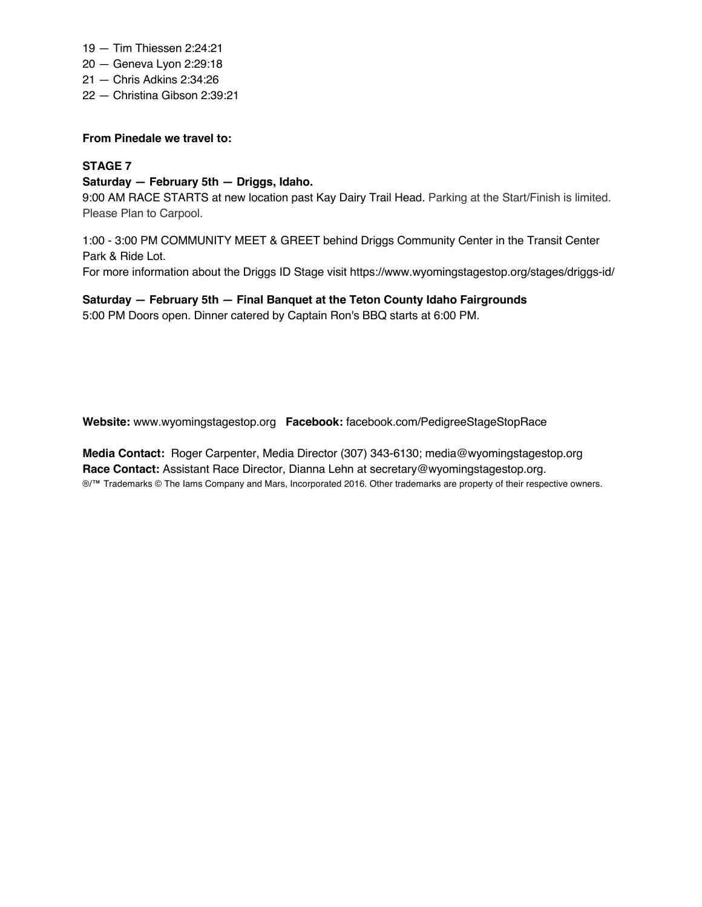19 — Tim Thiessen 2:24:21
20 — Geneva Lyon 2:29:18
21 — Chris Adkins 2:34:26
22 — Christina Gibson 2:39:21

**From Pinedale we travel to:**

**STAGE 7**

**Saturday — February 5th — Driggs, Idaho.**

9:00 AM RACE STARTS at new location past Kay Dairy Trail Head. Parking at the Start/Finish is limited. Please Plan to Carpool.

1:00 - 3:00 PM COMMUNITY MEET & GREET behind Driggs Community Center in the Transit Center Park & Ride Lot.
For more information about the Driggs ID Stage visit https://www.wyomingstagestop.org/stages/driggs-id/

**Saturday — February 5th — Final Banquet at the Teton County Idaho Fairgrounds**

5:00 PM Doors open. Dinner catered by Captain Ron's BBQ starts at 6:00 PM.

**Website:** www.wyomingstagestop.org **Facebook:** facebook.com/PedigreeStageStopRace

**Media Contact:** Roger Carpenter, Media Director (307) 343-6130; media@wyomingstagestop.org
**Race Contact:** Assistant Race Director, Dianna Lehn at secretary@wyomingstagestop.org.
®/™ Trademarks © The Iams Company and Mars, Incorporated 2016. Other trademarks are property of their respective owners.